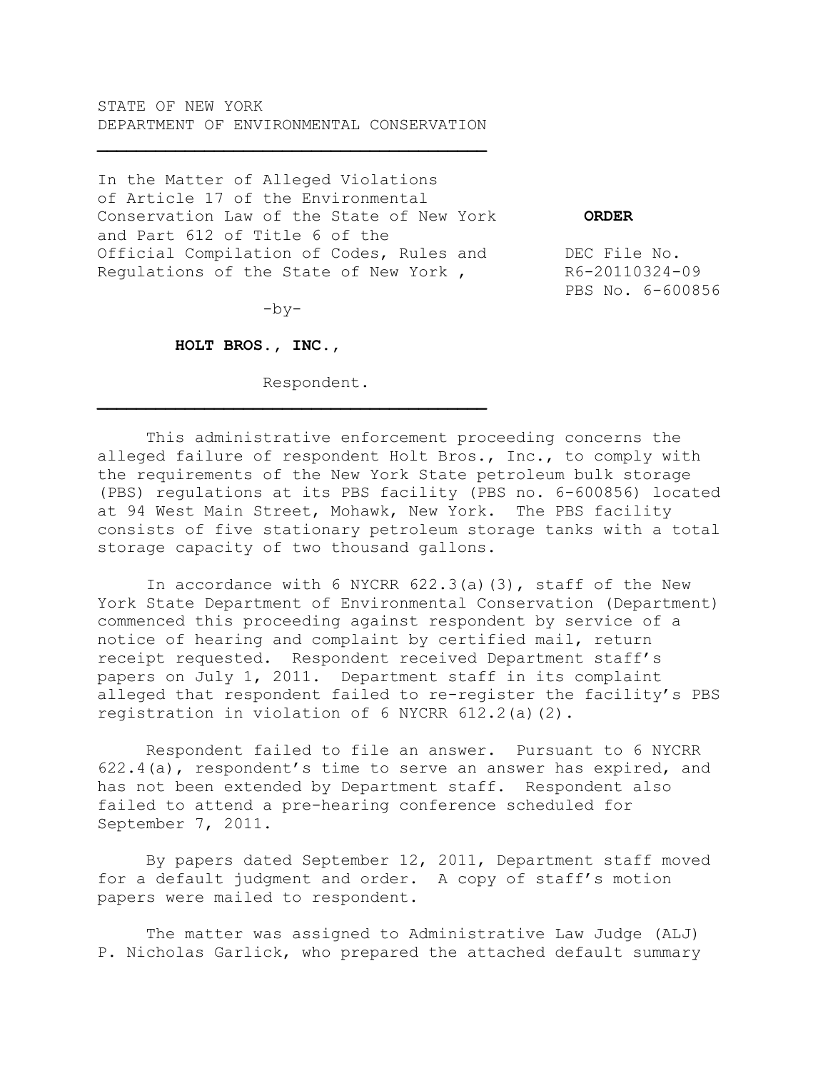STATE OF NEW YORK
DEPARTMENT OF ENVIRONMENTAL CONSERVATION

---

In the Matter of Alleged Violations of Article 17 of the Environmental Conservation Law of the State of New York and Part 612 of Title 6 of the Official Compilation of Codes, Rules and Regulations of the State of New York ,

-by-

**HOLT BROS., INC.,**

Respondent.

---

**ORDER**

DEC File No. R6-20110324-09
PBS No. 6-600856

This administrative enforcement proceeding concerns the alleged failure of respondent Holt Bros., Inc., to comply with the requirements of the New York State petroleum bulk storage (PBS) regulations at its PBS facility (PBS no. 6-600856) located at 94 West Main Street, Mohawk, New York. The PBS facility consists of five stationary petroleum storage tanks with a total storage capacity of two thousand gallons.

In accordance with 6 NYCRR 622.3(a)(3), staff of the New York State Department of Environmental Conservation (Department) commenced this proceeding against respondent by service of a notice of hearing and complaint by certified mail, return receipt requested. Respondent received Department staff's papers on July 1, 2011. Department staff in its complaint alleged that respondent failed to re-register the facility's PBS registration in violation of 6 NYCRR 612.2(a)(2).

Respondent failed to file an answer. Pursuant to 6 NYCRR 622.4(a), respondent's time to serve an answer has expired, and has not been extended by Department staff. Respondent also failed to attend a pre-hearing conference scheduled for September 7, 2011.

By papers dated September 12, 2011, Department staff moved for a default judgment and order. A copy of staff's motion papers were mailed to respondent.

The matter was assigned to Administrative Law Judge (ALJ) P. Nicholas Garlick, who prepared the attached default summary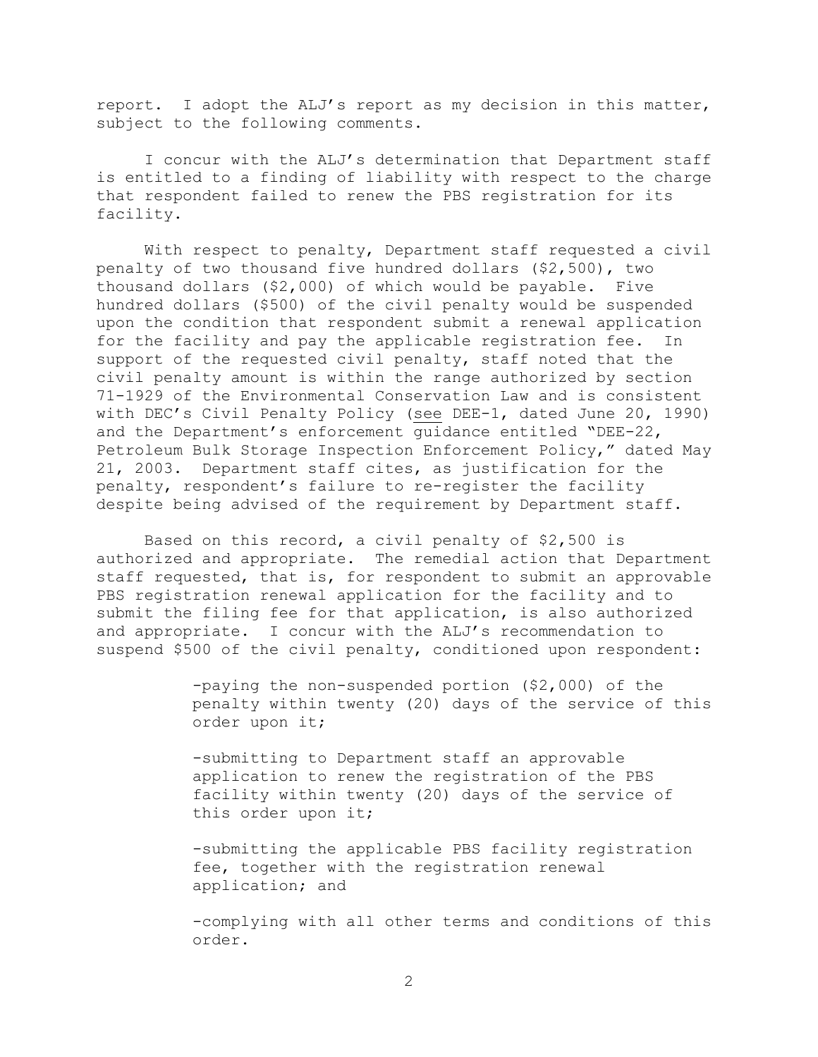report. I adopt the ALJ's report as my decision in this matter, subject to the following comments.

I concur with the ALJ's determination that Department staff is entitled to a finding of liability with respect to the charge that respondent failed to renew the PBS registration for its facility.

With respect to penalty, Department staff requested a civil penalty of two thousand five hundred dollars ($2,500), two thousand dollars ($2,000) of which would be payable. Five hundred dollars ($500) of the civil penalty would be suspended upon the condition that respondent submit a renewal application for the facility and pay the applicable registration fee. In support of the requested civil penalty, staff noted that the civil penalty amount is within the range authorized by section 71-1929 of the Environmental Conservation Law and is consistent with DEC's Civil Penalty Policy (see DEE-1, dated June 20, 1990) and the Department's enforcement guidance entitled "DEE-22, Petroleum Bulk Storage Inspection Enforcement Policy," dated May 21, 2003. Department staff cites, as justification for the penalty, respondent's failure to re-register the facility despite being advised of the requirement by Department staff.

Based on this record, a civil penalty of $2,500 is authorized and appropriate. The remedial action that Department staff requested, that is, for respondent to submit an approvable PBS registration renewal application for the facility and to submit the filing fee for that application, is also authorized and appropriate. I concur with the ALJ's recommendation to suspend $500 of the civil penalty, conditioned upon respondent:

> -paying the non-suspended portion ($2,000) of the penalty within twenty (20) days of the service of this order upon it;
>
> -submitting to Department staff an approvable application to renew the registration of the PBS facility within twenty (20) days of the service of this order upon it;
>
> -submitting the applicable PBS facility registration fee, together with the registration renewal application; and
>
> -complying with all other terms and conditions of this order.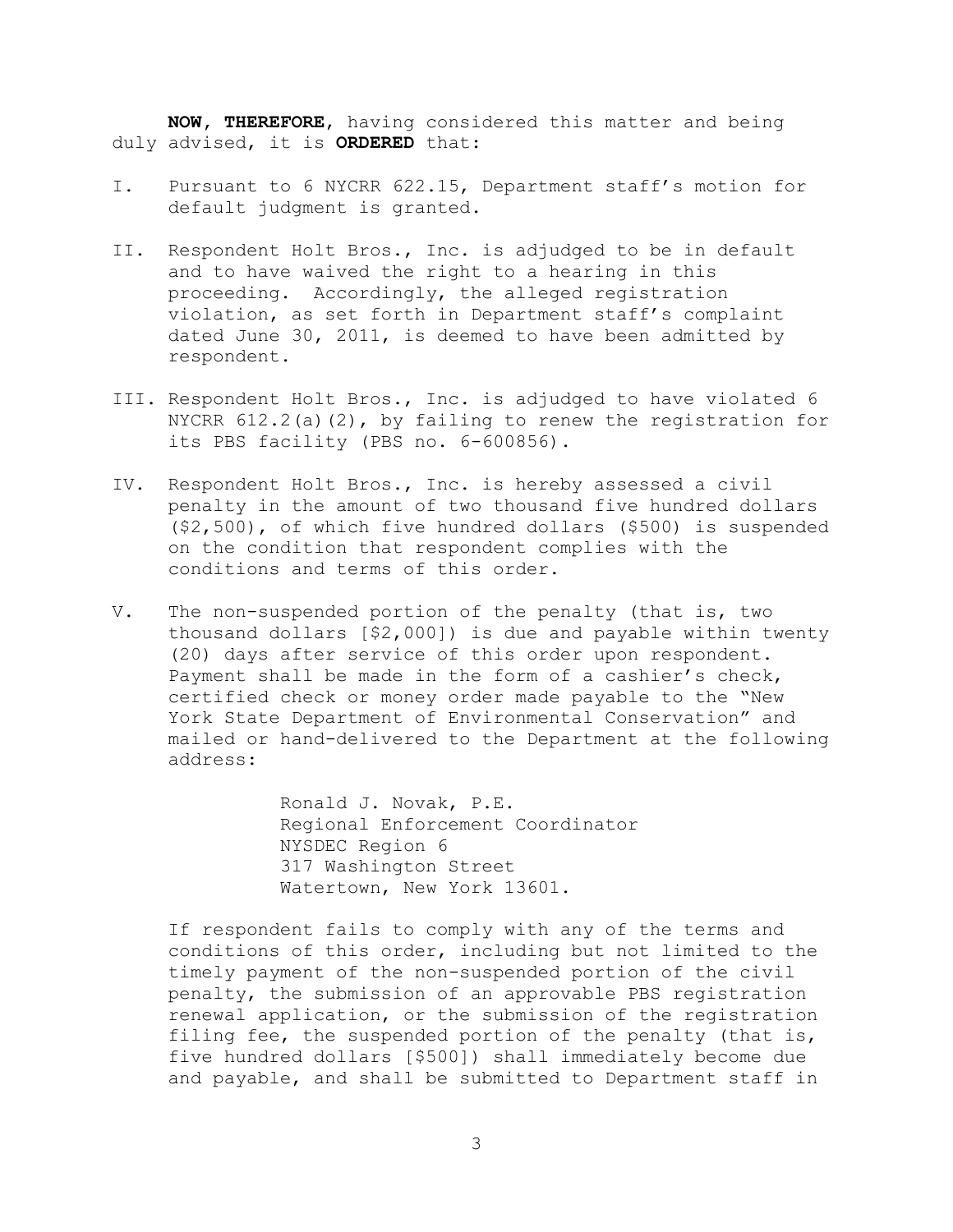**NOW, THEREFORE**, having considered this matter and being duly advised, it is **ORDERED** that:

I. Pursuant to 6 NYCRR 622.15, Department staff's motion for default judgment is granted.

II. Respondent Holt Bros., Inc. is adjudged to be in default and to have waived the right to a hearing in this proceeding. Accordingly, the alleged registration violation, as set forth in Department staff's complaint dated June 30, 2011, is deemed to have been admitted by respondent.

III. Respondent Holt Bros., Inc. is adjudged to have violated 6 NYCRR 612.2(a)(2), by failing to renew the registration for its PBS facility (PBS no. 6-600856).

IV. Respondent Holt Bros., Inc. is hereby assessed a civil penalty in the amount of two thousand five hundred dollars ($2,500), of which five hundred dollars ($500) is suspended on the condition that respondent complies with the conditions and terms of this order.

V. The non-suspended portion of the penalty (that is, two thousand dollars [$2,000]) is due and payable within twenty (20) days after service of this order upon respondent. Payment shall be made in the form of a cashier's check, certified check or money order made payable to the "New York State Department of Environmental Conservation" and mailed or hand-delivered to the Department at the following address:

   Ronald J. Novak, P.E.
   Regional Enforcement Coordinator
   NYSDEC Region 6
   317 Washington Street
   Watertown, New York 13601.

   If respondent fails to comply with any of the terms and conditions of this order, including but not limited to the timely payment of the non-suspended portion of the civil penalty, the submission of an approvable PBS registration renewal application, or the submission of the registration filing fee, the suspended portion of the penalty (that is, five hundred dollars [$500]) shall immediately become due and payable, and shall be submitted to Department staff in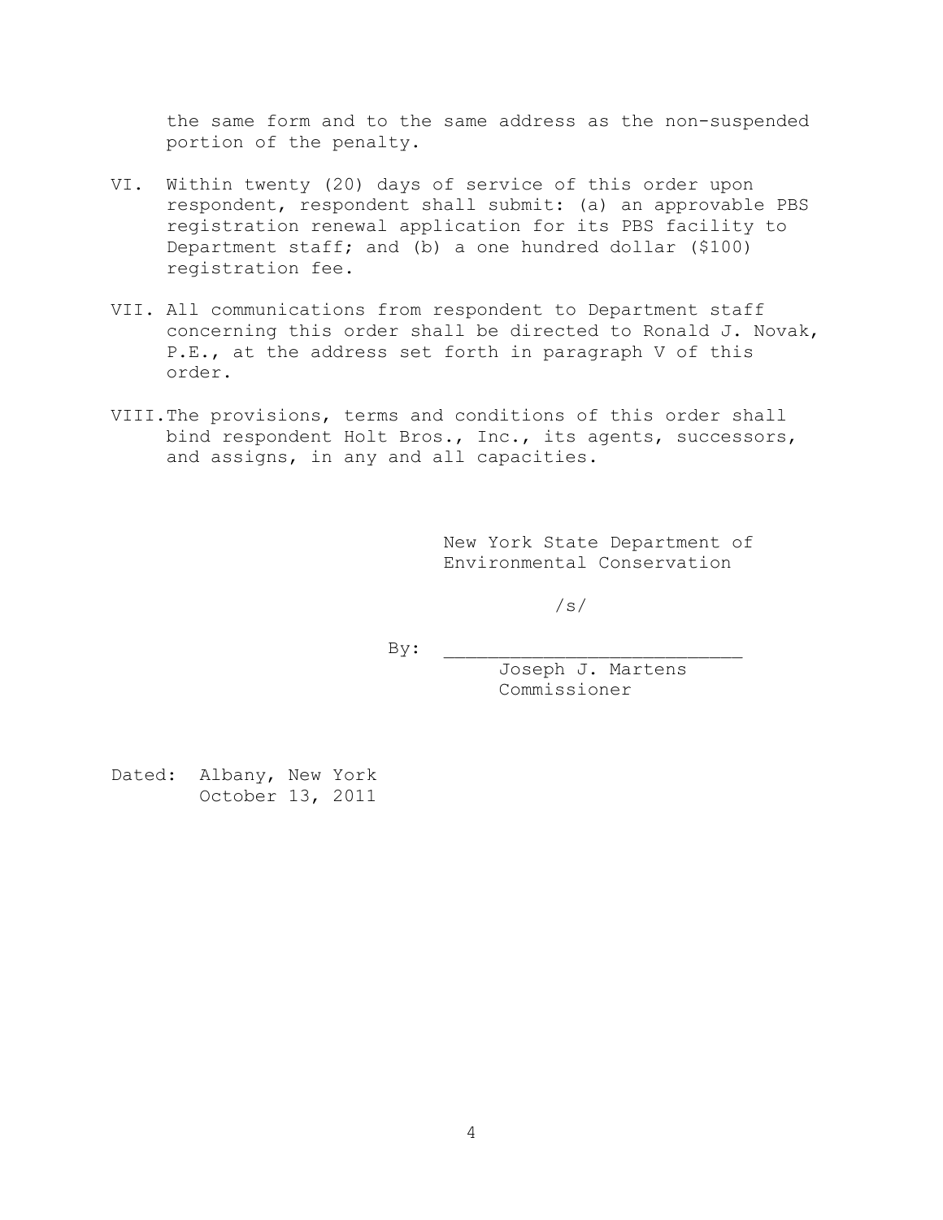the same form and to the same address as the non-suspended portion of the penalty.

VI. Within twenty (20) days of service of this order upon respondent, respondent shall submit: (a) an approvable PBS registration renewal application for its PBS facility to Department staff; and (b) a one hundred dollar ($100) registration fee.

VII. All communications from respondent to Department staff concerning this order shall be directed to Ronald J. Novak, P.E., at the address set forth in paragraph V of this order.

VIII. The provisions, terms and conditions of this order shall bind respondent Holt Bros., Inc., its agents, successors, and assigns, in any and all capacities.

New York State Department of Environmental Conservation

/s/

By: ___________________________
Joseph J. Martens
Commissioner

Dated: Albany, New York
October 13, 2011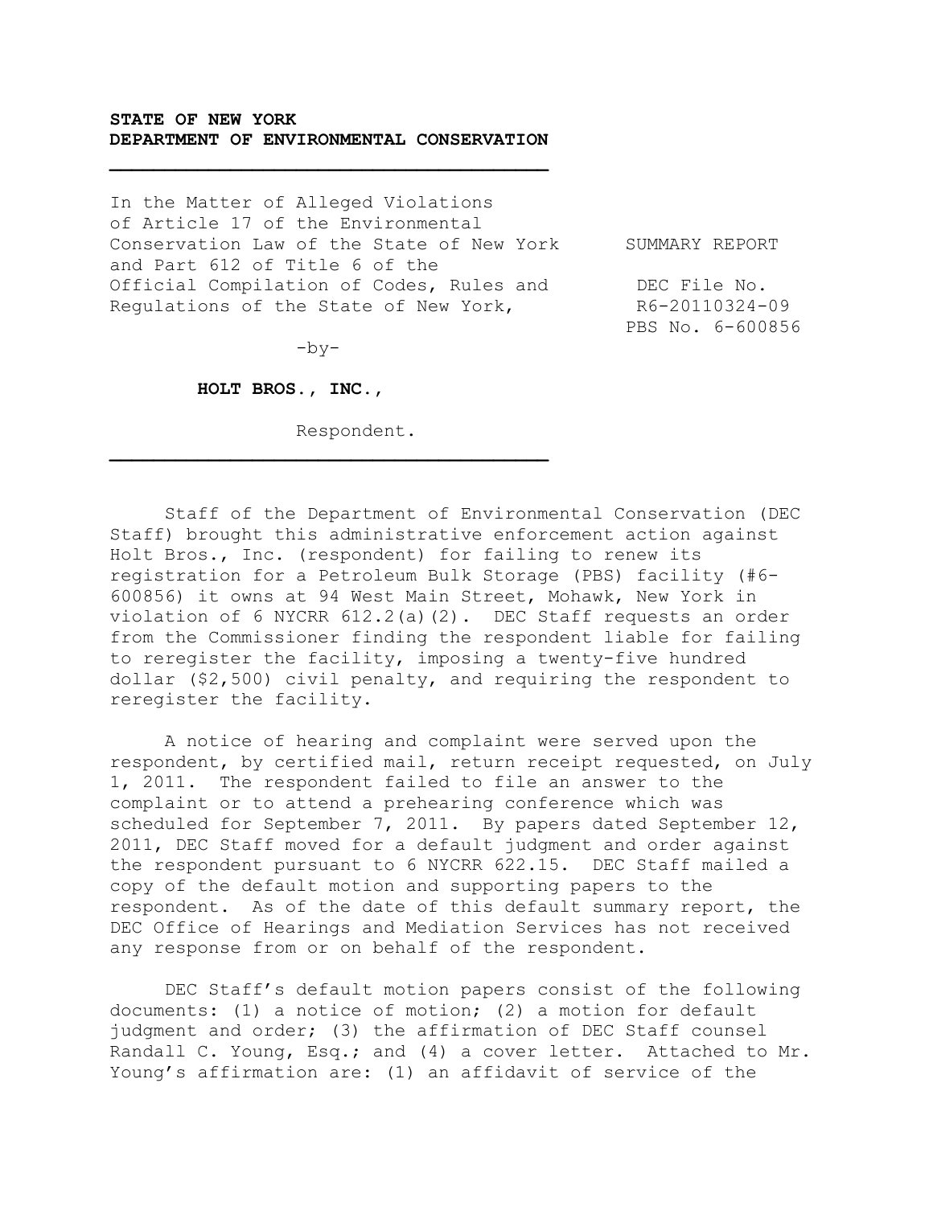**STATE OF NEW YORK**
**DEPARTMENT OF ENVIRONMENTAL CONSERVATION**

---

In the Matter of Alleged Violations of Article 17 of the Environmental Conservation Law of the State of New York and Part 612 of Title 6 of the Official Compilation of Codes, Rules and Regulations of the State of New York,

-by-

**HOLT BROS., INC.,**

Respondent.

---

SUMMARY REPORT

DEC File No. R6-20110324-09
PBS No. 6-600856

Staff of the Department of Environmental Conservation (DEC Staff) brought this administrative enforcement action against Holt Bros., Inc. (respondent) for failing to renew its registration for a Petroleum Bulk Storage (PBS) facility (#6-600856) it owns at 94 West Main Street, Mohawk, New York in violation of 6 NYCRR 612.2(a)(2). DEC Staff requests an order from the Commissioner finding the respondent liable for failing to reregister the facility, imposing a twenty-five hundred dollar ($2,500) civil penalty, and requiring the respondent to reregister the facility.

A notice of hearing and complaint were served upon the respondent, by certified mail, return receipt requested, on July 1, 2011. The respondent failed to file an answer to the complaint or to attend a prehearing conference which was scheduled for September 7, 2011. By papers dated September 12, 2011, DEC Staff moved for a default judgment and order against the respondent pursuant to 6 NYCRR 622.15. DEC Staff mailed a copy of the default motion and supporting papers to the respondent. As of the date of this default summary report, the DEC Office of Hearings and Mediation Services has not received any response from or on behalf of the respondent.

DEC Staff's default motion papers consist of the following documents: (1) a notice of motion; (2) a motion for default judgment and order; (3) the affirmation of DEC Staff counsel Randall C. Young, Esq.; and (4) a cover letter. Attached to Mr. Young's affirmation are: (1) an affidavit of service of the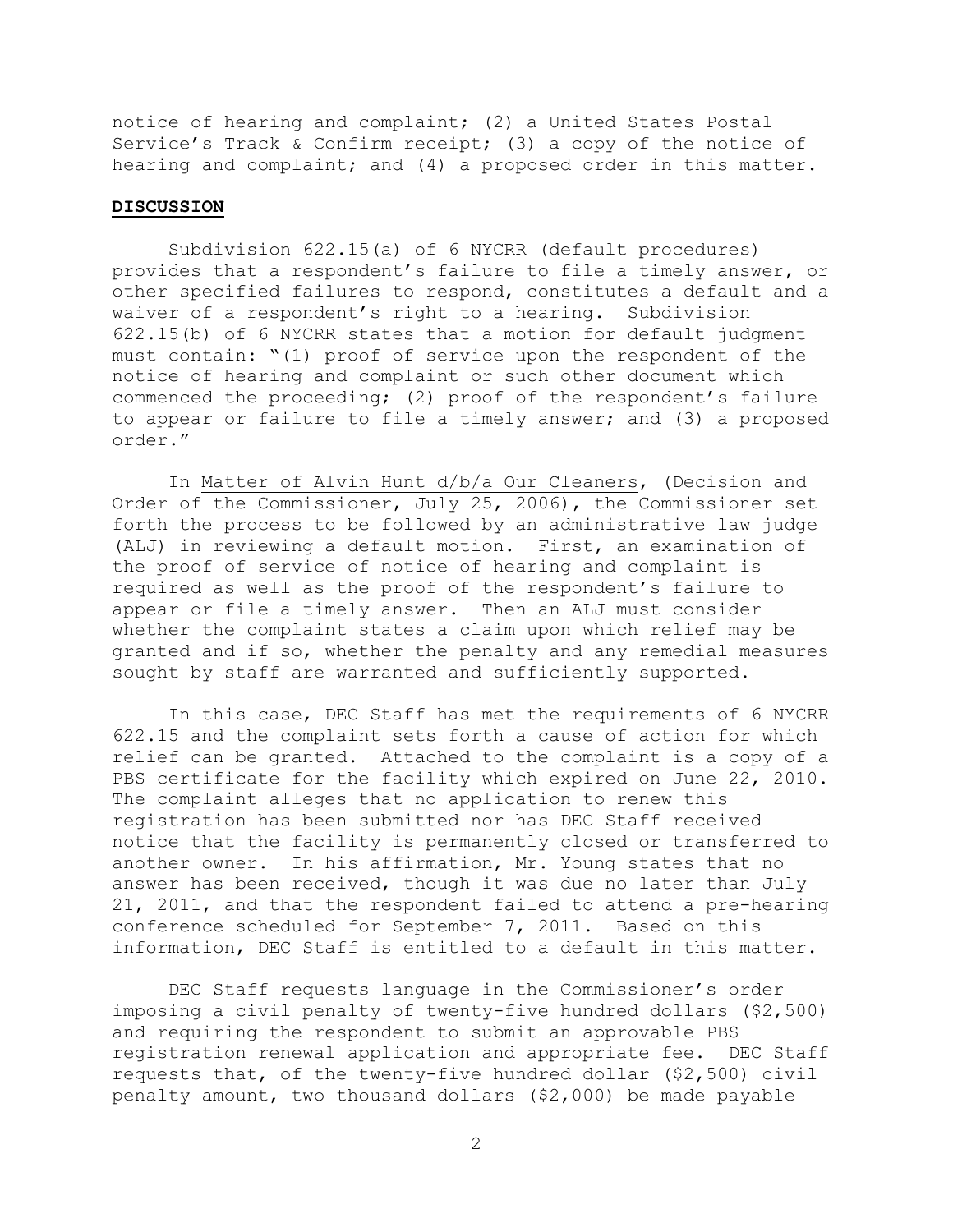notice of hearing and complaint; (2) a United States Postal Service's Track & Confirm receipt; (3) a copy of the notice of hearing and complaint; and (4) a proposed order in this matter.

## DISCUSSION

Subdivision 622.15(a) of 6 NYCRR (default procedures) provides that a respondent's failure to file a timely answer, or other specified failures to respond, constitutes a default and a waiver of a respondent's right to a hearing. Subdivision 622.15(b) of 6 NYCRR states that a motion for default judgment must contain: "(1) proof of service upon the respondent of the notice of hearing and complaint or such other document which commenced the proceeding; (2) proof of the respondent's failure to appear or failure to file a timely answer; and (3) a proposed order."

In Matter of Alvin Hunt d/b/a Our Cleaners, (Decision and Order of the Commissioner, July 25, 2006), the Commissioner set forth the process to be followed by an administrative law judge (ALJ) in reviewing a default motion. First, an examination of the proof of service of notice of hearing and complaint is required as well as the proof of the respondent's failure to appear or file a timely answer. Then an ALJ must consider whether the complaint states a claim upon which relief may be granted and if so, whether the penalty and any remedial measures sought by staff are warranted and sufficiently supported.

In this case, DEC Staff has met the requirements of 6 NYCRR 622.15 and the complaint sets forth a cause of action for which relief can be granted. Attached to the complaint is a copy of a PBS certificate for the facility which expired on June 22, 2010. The complaint alleges that no application to renew this registration has been submitted nor has DEC Staff received notice that the facility is permanently closed or transferred to another owner. In his affirmation, Mr. Young states that no answer has been received, though it was due no later than July 21, 2011, and that the respondent failed to attend a pre-hearing conference scheduled for September 7, 2011. Based on this information, DEC Staff is entitled to a default in this matter.

DEC Staff requests language in the Commissioner's order imposing a civil penalty of twenty-five hundred dollars ($2,500) and requiring the respondent to submit an approvable PBS registration renewal application and appropriate fee. DEC Staff requests that, of the twenty-five hundred dollar ($2,500) civil penalty amount, two thousand dollars ($2,000) be made payable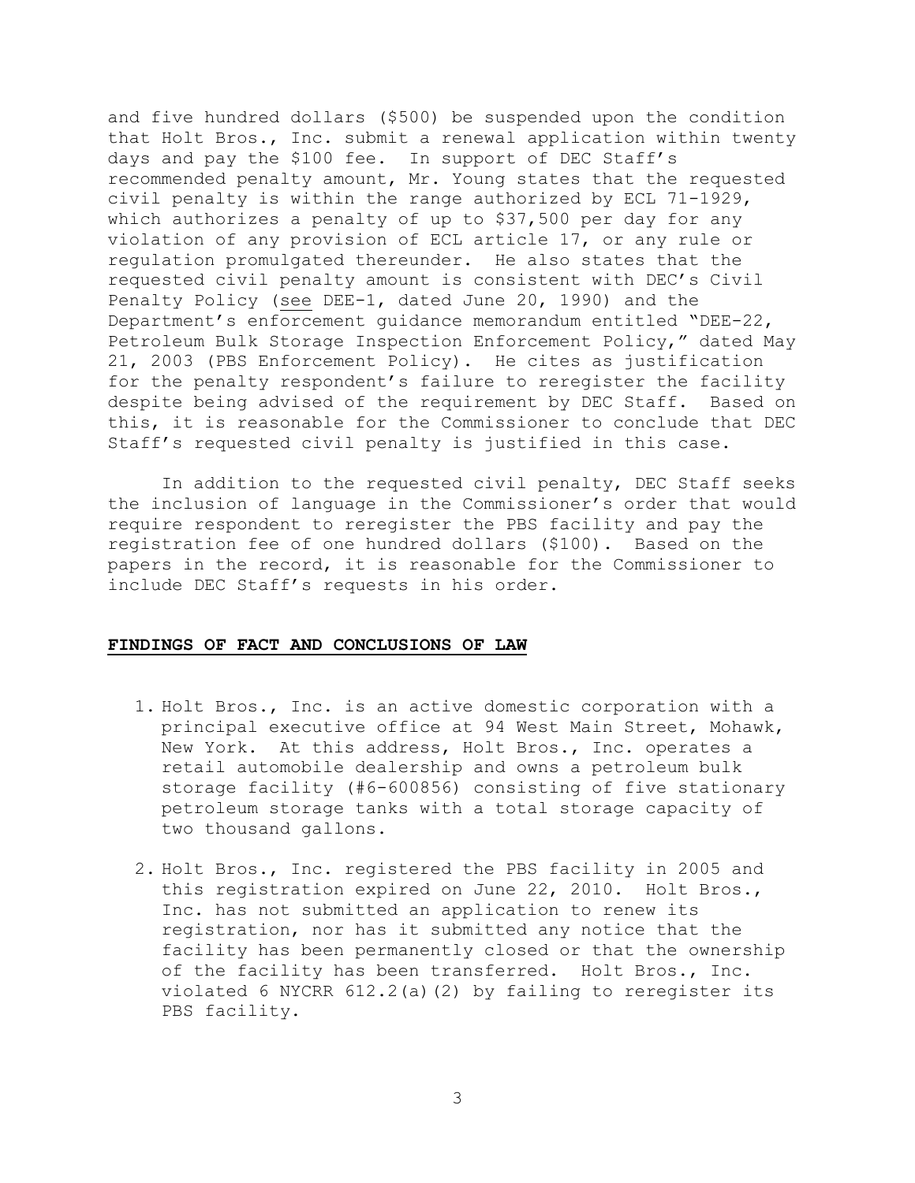and five hundred dollars ($500) be suspended upon the condition that Holt Bros., Inc. submit a renewal application within twenty days and pay the $100 fee. In support of DEC Staff's recommended penalty amount, Mr. Young states that the requested civil penalty is within the range authorized by ECL 71-1929, which authorizes a penalty of up to $37,500 per day for any violation of any provision of ECL article 17, or any rule or regulation promulgated thereunder. He also states that the requested civil penalty amount is consistent with DEC's Civil Penalty Policy (see DEE-1, dated June 20, 1990) and the Department's enforcement guidance memorandum entitled "DEE-22, Petroleum Bulk Storage Inspection Enforcement Policy," dated May 21, 2003 (PBS Enforcement Policy). He cites as justification for the penalty respondent's failure to reregister the facility despite being advised of the requirement by DEC Staff. Based on this, it is reasonable for the Commissioner to conclude that DEC Staff's requested civil penalty is justified in this case.

In addition to the requested civil penalty, DEC Staff seeks the inclusion of language in the Commissioner's order that would require respondent to reregister the PBS facility and pay the registration fee of one hundred dollars ($100). Based on the papers in the record, it is reasonable for the Commissioner to include DEC Staff's requests in his order.

## FINDINGS OF FACT AND CONCLUSIONS OF LAW

1. Holt Bros., Inc. is an active domestic corporation with a principal executive office at 94 West Main Street, Mohawk, New York. At this address, Holt Bros., Inc. operates a retail automobile dealership and owns a petroleum bulk storage facility (#6-600856) consisting of five stationary petroleum storage tanks with a total storage capacity of two thousand gallons.

2. Holt Bros., Inc. registered the PBS facility in 2005 and this registration expired on June 22, 2010. Holt Bros., Inc. has not submitted an application to renew its registration, nor has it submitted any notice that the facility has been permanently closed or that the ownership of the facility has been transferred. Holt Bros., Inc. violated 6 NYCRR 612.2(a)(2) by failing to reregister its PBS facility.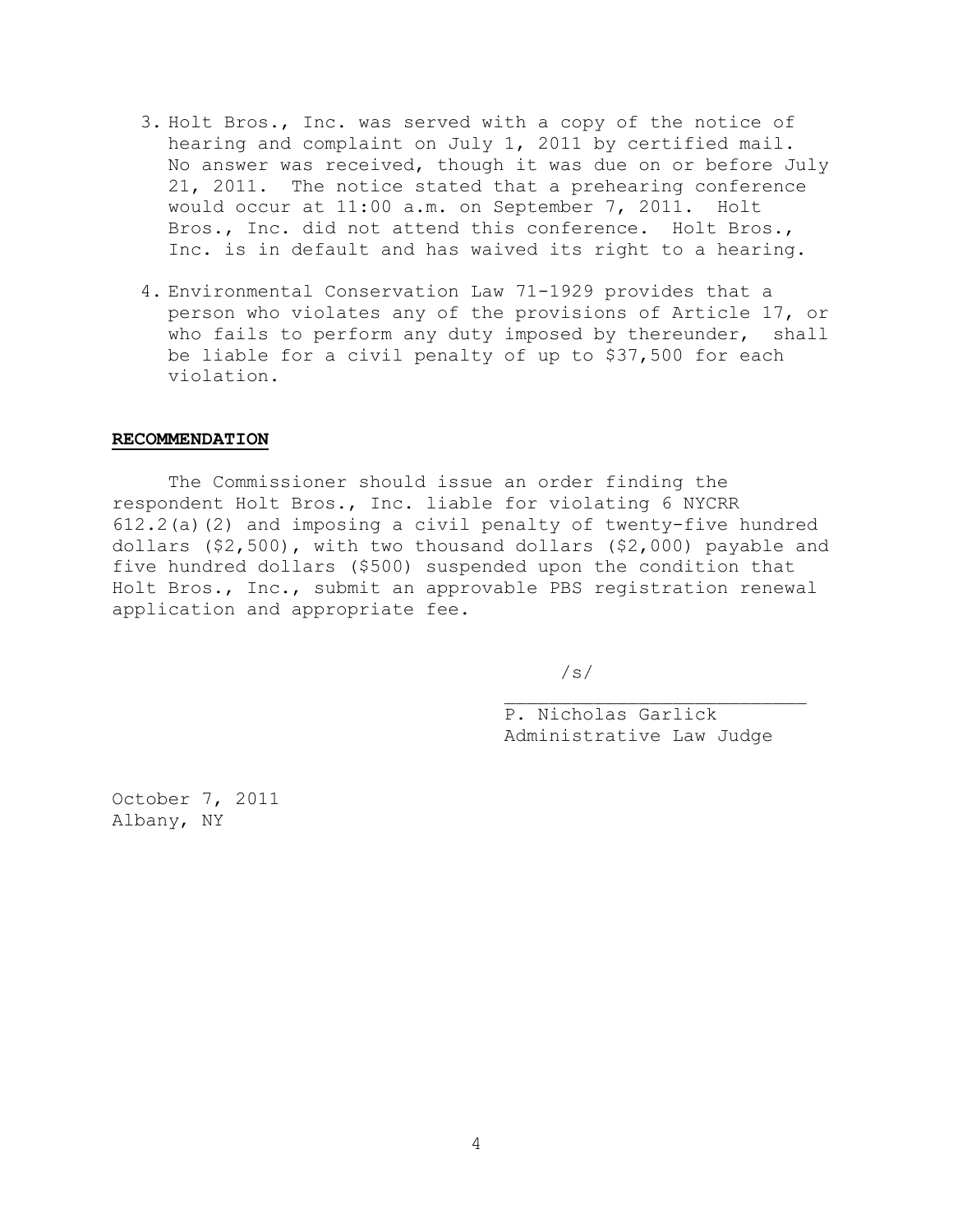3. Holt Bros., Inc. was served with a copy of the notice of hearing and complaint on July 1, 2011 by certified mail. No answer was received, though it was due on or before July 21, 2011. The notice stated that a prehearing conference would occur at 11:00 a.m. on September 7, 2011. Holt Bros., Inc. did not attend this conference. Holt Bros., Inc. is in default and has waived its right to a hearing.

4. Environmental Conservation Law 71-1929 provides that a person who violates any of the provisions of Article 17, or who fails to perform any duty imposed by thereunder, shall be liable for a civil penalty of up to $37,500 for each violation.

**RECOMMENDATION**

The Commissioner should issue an order finding the respondent Holt Bros., Inc. liable for violating 6 NYCRR 612.2(a)(2) and imposing a civil penalty of twenty-five hundred dollars ($2,500), with two thousand dollars ($2,000) payable and five hundred dollars ($500) suspended upon the condition that Holt Bros., Inc., submit an approvable PBS registration renewal application and appropriate fee.

/s/

P. Nicholas Garlick
Administrative Law Judge

October 7, 2011
Albany, NY